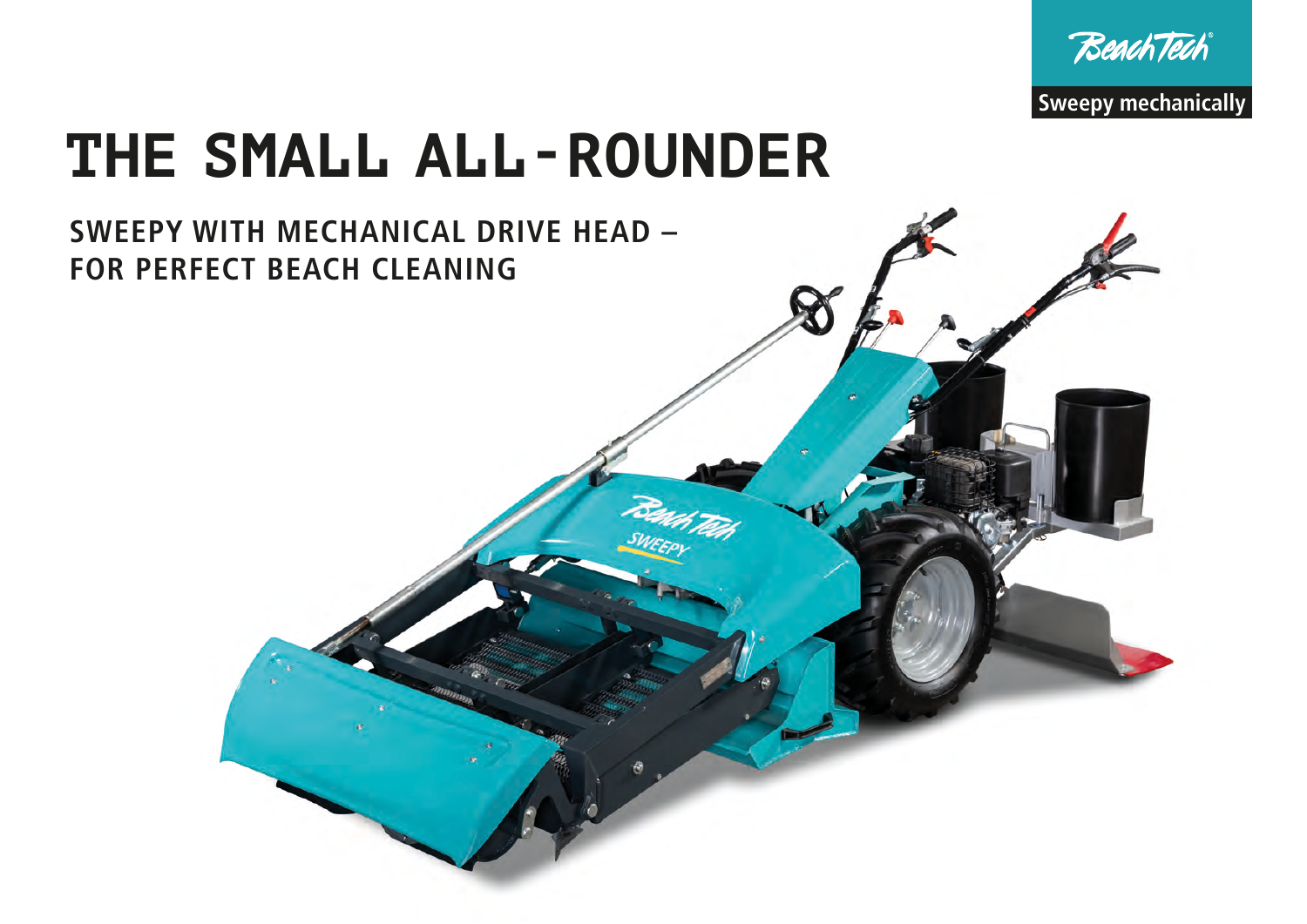BeachTech

Sweepy mechanically

# THE SMALL ALL-ROUNDER

## SWEEPY WITH MECHANICAL DRIVE HEAD – FOR PERFECT BEACH CLEANING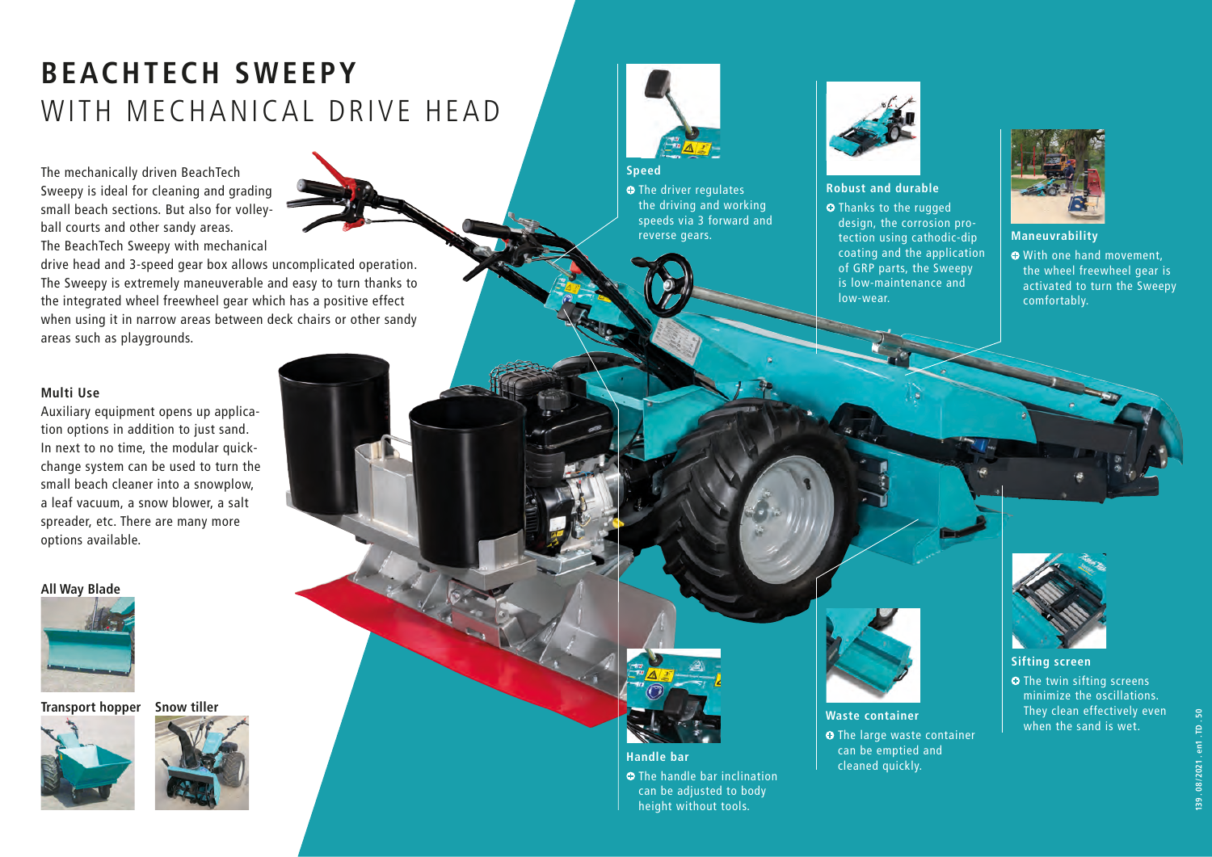# BEACHTECH SWEEPY
## WITH MECHANICAL DRIVE HEAD

The mechanically driven BeachTech Sweepy is ideal for cleaning and grading small beach sections. But also for volleyball courts and other sandy areas. The BeachTech Sweepy with mechanical drive head and 3-speed gear box allows uncomplicated operation. The Sweepy is extremely maneuverable and easy to turn thanks to the integrated wheel freewheel gear which has a positive effect when using it in narrow areas between deck chairs or other sandy areas such as playgrounds.

### Multi Use

Auxiliary equipment opens up application options in addition to just sand. In next to no time, the modular quick-change system can be used to turn the small beach cleaner into a snowplow, a leaf vacuum, a snow blower, a salt spreader, etc. There are many more options available.

**All Way Blade**

**Transport hopper**

**Snow tiller**

**Speed**

- The driver regulates the driving and working speeds via 3 forward and reverse gears.

**Robust and durable**

- Thanks to the rugged design, the corrosion protection using cathodic-dip coating and the application of GRP parts, the Sweepy is low-maintenance and low-wear.

**Maneuvrability**

- With one hand movement, the wheel freewheel gear is activated to turn the Sweepy comfortably.

**Handle bar**

- The handle bar inclination can be adjusted to body height without tools.

**Waste container**

- The large waste container can be emptied and cleaned quickly.

**Sifting screen**

- The twin sifting screens minimize the oscillations. They clean effectively even when the sand is wet.

139 . 08/2021 . en1 . TD . 50